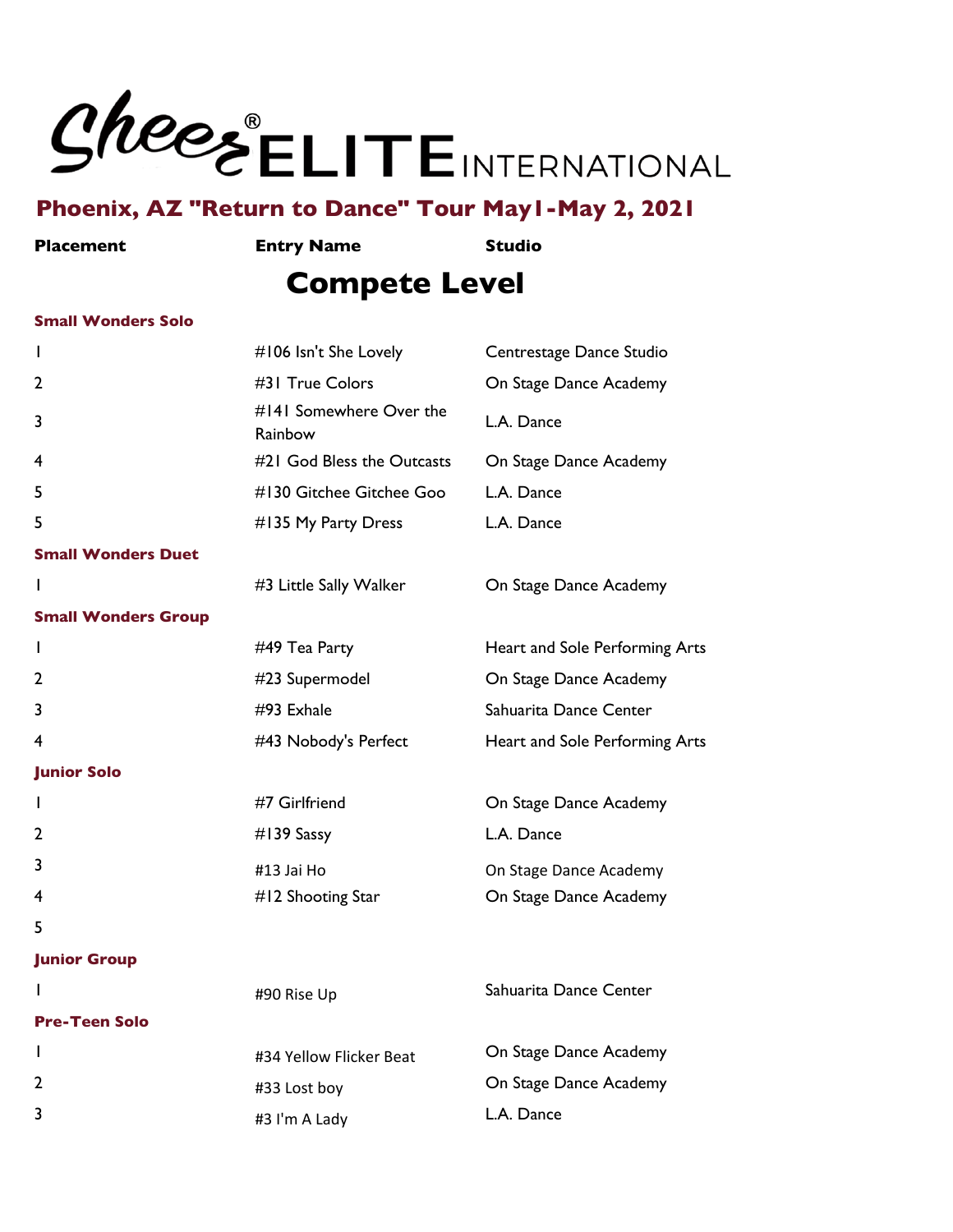# Sheer® ELITE INTERNATIONAL

## Phoenix, AZ "Return to Dance" Tour May1-May 2, 2021

| Placement | Entry Name | Studio |
|---|---|---|

## Compete Level

**Small Wonders Solo**

| Placement | Entry Name | Studio |
|---|---|---|
| 1 | #106 Isn't She Lovely | Centrestage Dance Studio |
| 2 | #31 True Colors | On Stage Dance Academy |
| 3 | #141 Somewhere Over the Rainbow | L.A. Dance |
| 4 | #21 God Bless the Outcasts | On Stage Dance Academy |
| 5 | #130 Gitchee Gitchee Goo | L.A. Dance |
| 5 | #135 My Party Dress | L.A. Dance |

**Small Wonders Duet**

| Placement | Entry Name | Studio |
|---|---|---|
| 1 | #3 Little Sally Walker | On Stage Dance Academy |

**Small Wonders Group**

| Placement | Entry Name | Studio |
|---|---|---|
| 1 | #49 Tea Party | Heart and Sole Performing Arts |
| 2 | #23 Supermodel | On Stage Dance Academy |
| 3 | #93 Exhale | Sahuarita Dance Center |
| 4 | #43 Nobody's Perfect | Heart and Sole Performing Arts |

**Junior Solo**

| Placement | Entry Name | Studio |
|---|---|---|
| 1 | #7 Girlfriend | On Stage Dance Academy |
| 2 | #139 Sassy | L.A. Dance |
| 3 | #13 Jai Ho | On Stage Dance Academy |
| 4 | #12 Shooting Star | On Stage Dance Academy |
| 5 | | |

**Junior Group**

| Placement | Entry Name | Studio |
|---|---|---|
| 1 | #90 Rise Up | Sahuarita Dance Center |

**Pre-Teen Solo**

| Placement | Entry Name | Studio |
|---|---|---|
| 1 | #34 Yellow Flicker Beat | On Stage Dance Academy |
| 2 | #33 Lost boy | On Stage Dance Academy |
| 3 | #3 I'm A Lady | L.A. Dance |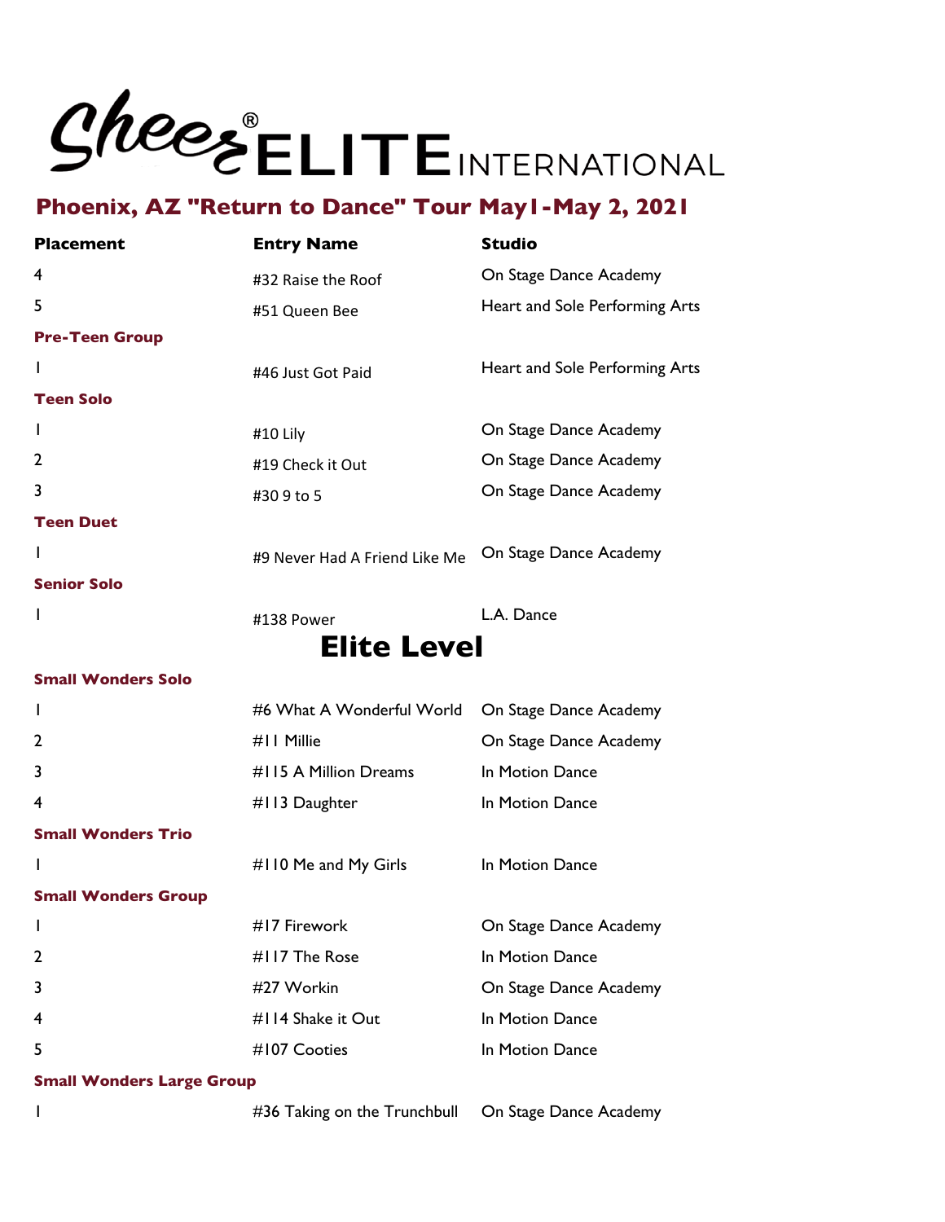# Cheer ELITE INTERNATIONAL

## Phoenix, AZ "Return to Dance" Tour May1-May 2, 2021

| Placement | Entry Name | Studio |
|---|---|---|
| 4 | #32 Raise the Roof | On Stage Dance Academy |
| 5 | #51 Queen Bee | Heart and Sole Performing Arts |
| **Pre-Teen Group** | | |
| 1 | #46 Just Got Paid | Heart and Sole Performing Arts |
| **Teen Solo** | | |
| 1 | #10 Lily | On Stage Dance Academy |
| 2 | #19 Check it Out | On Stage Dance Academy |
| 3 | #30 9 to 5 | On Stage Dance Academy |
| **Teen Duet** | | |
| 1 | #9 Never Had A Friend Like Me | On Stage Dance Academy |
| **Senior Solo** | | |
| 1 | #138 Power | L.A. Dance |

## Elite Level

| Placement | Entry Name | Studio |
|---|---|---|
| **Small Wonders Solo** | | |
| 1 | #6 What A Wonderful World | On Stage Dance Academy |
| 2 | #11 Millie | On Stage Dance Academy |
| 3 | #115 A Million Dreams | In Motion Dance |
| 4 | #113 Daughter | In Motion Dance |
| **Small Wonders Trio** | | |
| 1 | #110 Me and My Girls | In Motion Dance |
| **Small Wonders Group** | | |
| 1 | #17 Firework | On Stage Dance Academy |
| 2 | #117 The Rose | In Motion Dance |
| 3 | #27 Workin | On Stage Dance Academy |
| 4 | #114 Shake it Out | In Motion Dance |
| 5 | #107 Cooties | In Motion Dance |
| **Small Wonders Large Group** | | |
| 1 | #36 Taking on the Trunchbull | On Stage Dance Academy |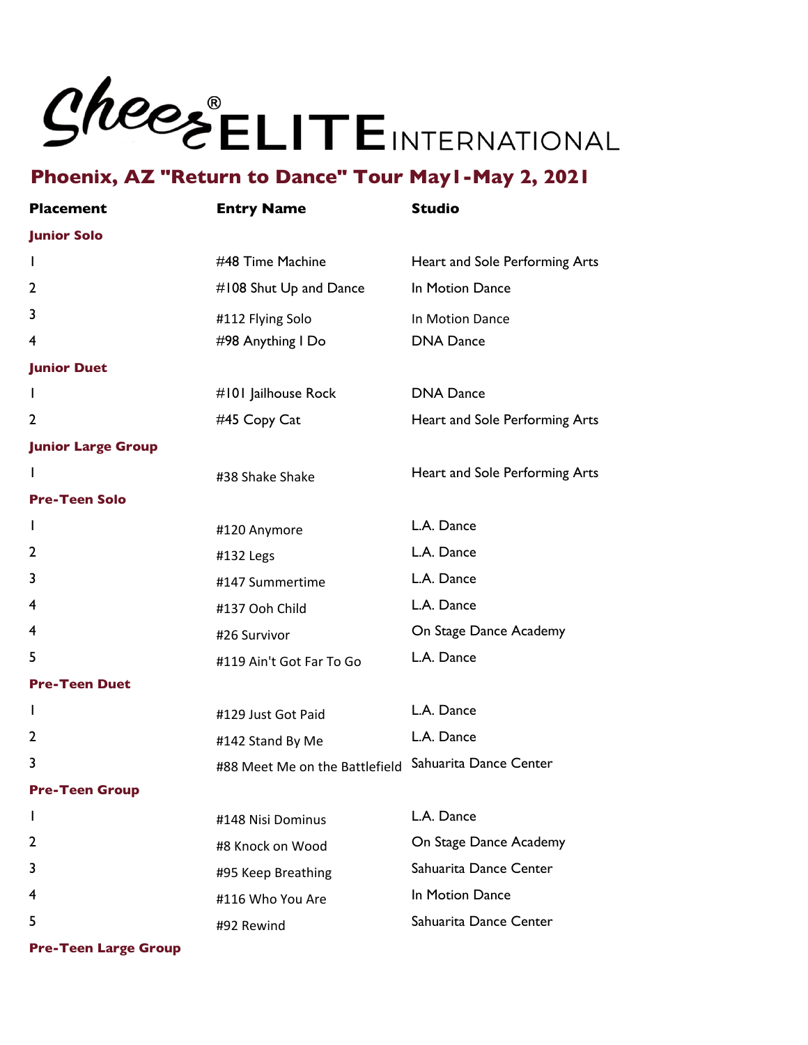# Sheer ELITE® INTERNATIONAL

## Phoenix, AZ "Return to Dance" Tour May1-May 2, 2021

| Placement | Entry Name | Studio |
|---|---|---|
| **Junior Solo** | | |
| 1 | #48 Time Machine | Heart and Sole Performing Arts |
| 2 | #108 Shut Up and Dance | In Motion Dance |
| 3 | #112 Flying Solo | In Motion Dance |
| 4 | #98 Anything I Do | DNA Dance |
| **Junior Duet** | | |
| 1 | #101 Jailhouse Rock | DNA Dance |
| 2 | #45 Copy Cat | Heart and Sole Performing Arts |
| **Junior Large Group** | | |
| 1 | #38 Shake Shake | Heart and Sole Performing Arts |
| **Pre-Teen Solo** | | |
| 1 | #120 Anymore | L.A. Dance |
| 2 | #132 Legs | L.A. Dance |
| 3 | #147 Summertime | L.A. Dance |
| 4 | #137 Ooh Child | L.A. Dance |
| 4 | #26 Survivor | On Stage Dance Academy |
| 5 | #119 Ain't Got Far To Go | L.A. Dance |
| **Pre-Teen Duet** | | |
| 1 | #129 Just Got Paid | L.A. Dance |
| 2 | #142 Stand By Me | L.A. Dance |
| 3 | #88 Meet Me on the Battlefield | Sahuarita Dance Center |
| **Pre-Teen Group** | | |
| 1 | #148 Nisi Dominus | L.A. Dance |
| 2 | #8 Knock on Wood | On Stage Dance Academy |
| 3 | #95 Keep Breathing | Sahuarita Dance Center |
| 4 | #116 Who You Are | In Motion Dance |
| 5 | #92 Rewind | Sahuarita Dance Center |
| **Pre-Teen Large Group** | | |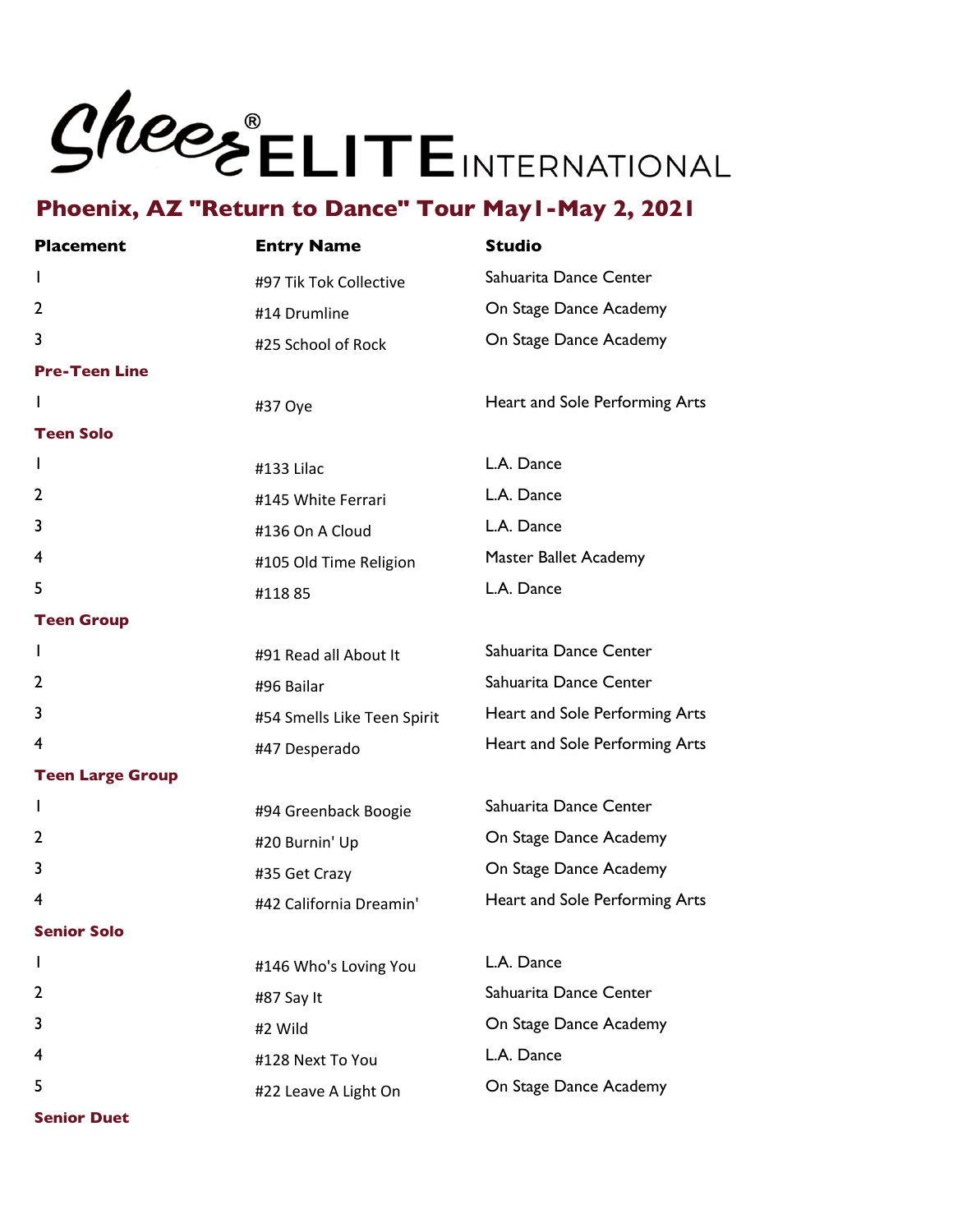# CheerELITE® INTERNATIONAL

## Phoenix, AZ "Return to Dance" Tour May1-May 2, 2021

| Placement | Entry Name | Studio |
|---|---|---|
| 1 | #97 Tik Tok Collective | Sahuarita Dance Center |
| 2 | #14 Drumline | On Stage Dance Academy |
| 3 | #25 School of Rock | On Stage Dance Academy |
| **Pre-Teen Line** | | |
| 1 | #37 Oye | Heart and Sole Performing Arts |
| **Teen Solo** | | |
| 1 | #133 Lilac | L.A. Dance |
| 2 | #145 White Ferrari | L.A. Dance |
| 3 | #136 On A Cloud | L.A. Dance |
| 4 | #105 Old Time Religion | Master Ballet Academy |
| 5 | #118 85 | L.A. Dance |
| **Teen Group** | | |
| 1 | #91 Read all About It | Sahuarita Dance Center |
| 2 | #96 Bailar | Sahuarita Dance Center |
| 3 | #54 Smells Like Teen Spirit | Heart and Sole Performing Arts |
| 4 | #47 Desperado | Heart and Sole Performing Arts |
| **Teen Large Group** | | |
| 1 | #94 Greenback Boogie | Sahuarita Dance Center |
| 2 | #20 Burnin' Up | On Stage Dance Academy |
| 3 | #35 Get Crazy | On Stage Dance Academy |
| 4 | #42 California Dreamin' | Heart and Sole Performing Arts |
| **Senior Solo** | | |
| 1 | #146 Who's Loving You | L.A. Dance |
| 2 | #87 Say It | Sahuarita Dance Center |
| 3 | #2 Wild | On Stage Dance Academy |
| 4 | #128 Next To You | L.A. Dance |
| 5 | #22 Leave A Light On | On Stage Dance Academy |
| **Senior Duet** | | |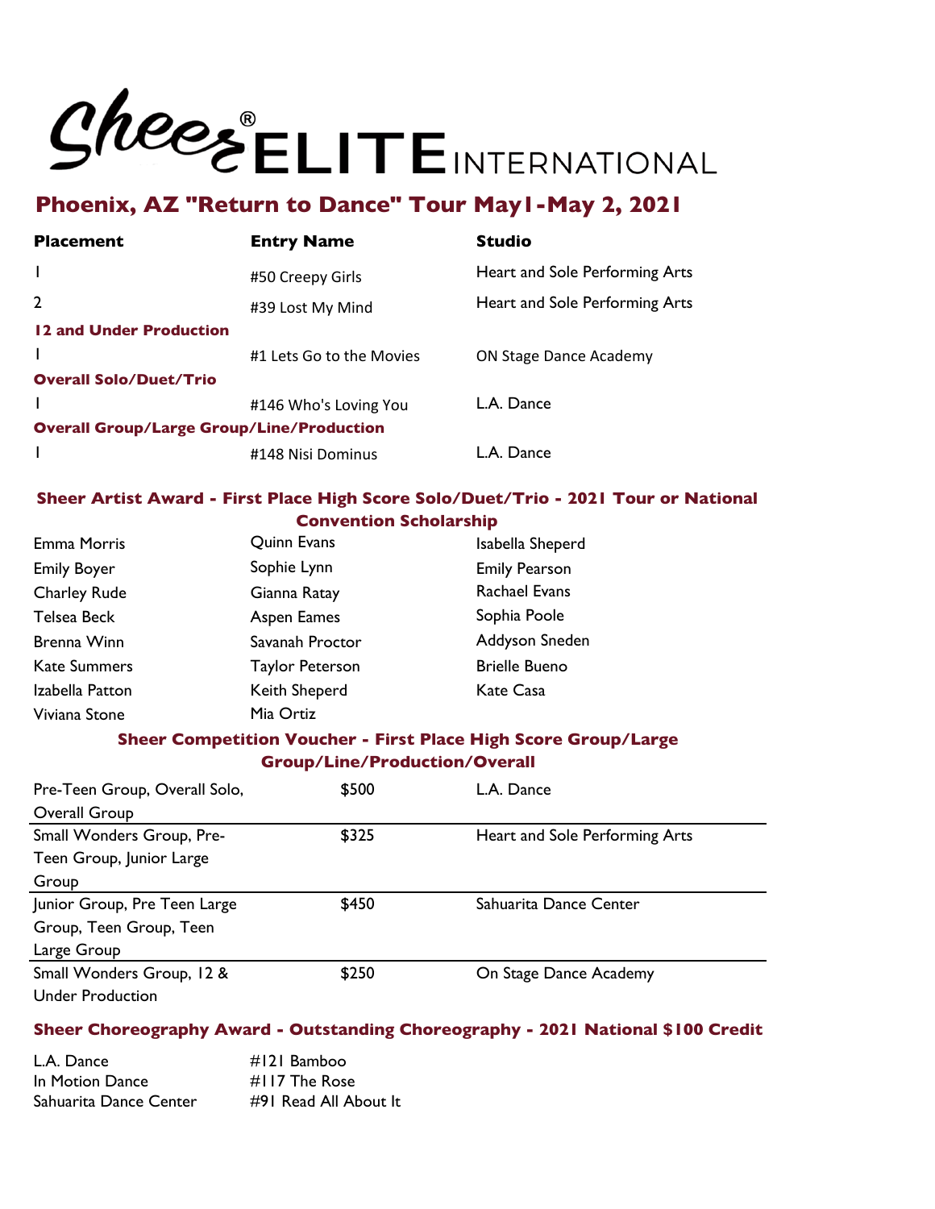# Sheer® ELITE INTERNATIONAL

## Phoenix, AZ "Return to Dance" Tour May1-May 2, 2021

| **Placement** | **Entry Name** | **Studio** |
|---|---|---|
| 1 | #50 Creepy Girls | Heart and Sole Performing Arts |
| 2 | #39 Lost My Mind | Heart and Sole Performing Arts |
| **12 and Under Production** | | |
| 1 | #1 Lets Go to the Movies | ON Stage Dance Academy |
| **Overall Solo/Duet/Trio** | | |
| 1 | #146 Who's Loving You | L.A. Dance |
| **Overall Group/Large Group/Line/Production** | | |
| 1 | #148 Nisi Dominus | L.A. Dance |

### Sheer Artist Award - First Place High Score Solo/Duet/Trio - 2021 Tour or National Convention Scholarship

| | | |
|---|---|---|
| Emma Morris | Quinn Evans | Isabella Sheperd |
| Emily Boyer | Sophie Lynn | Emily Pearson |
| Charley Rude | Gianna Ratay | Rachael Evans |
| Telsea Beck | Aspen Eames | Sophia Poole |
| Brenna Winn | Savanah Proctor | Addyson Sneden |
| Kate Summers | Taylor Peterson | Brielle Bueno |
| Izabella Patton | Keith Sheperd | Kate Casa |
| Viviana Stone | Mia Ortiz | |

### Sheer Competition Voucher - First Place High Score Group/Large Group/Line/Production/Overall

| | | |
|---|---|---|
| Pre-Teen Group, Overall Solo, Overall Group | $500 | L.A. Dance |
| Small Wonders Group, Pre-Teen Group, Junior Large Group | $325 | Heart and Sole Performing Arts |
| Junior Group, Pre Teen Large Group, Teen Group, Teen Large Group | $450 | Sahuarita Dance Center |
| Small Wonders Group, 12 & Under Production | $250 | On Stage Dance Academy |

### Sheer Choreography Award - Outstanding Choreography - 2021 National $100 Credit

| | |
|---|---|
| L.A. Dance | #121 Bamboo |
| In Motion Dance | #117 The Rose |
| Sahuarita Dance Center | #91 Read All About It |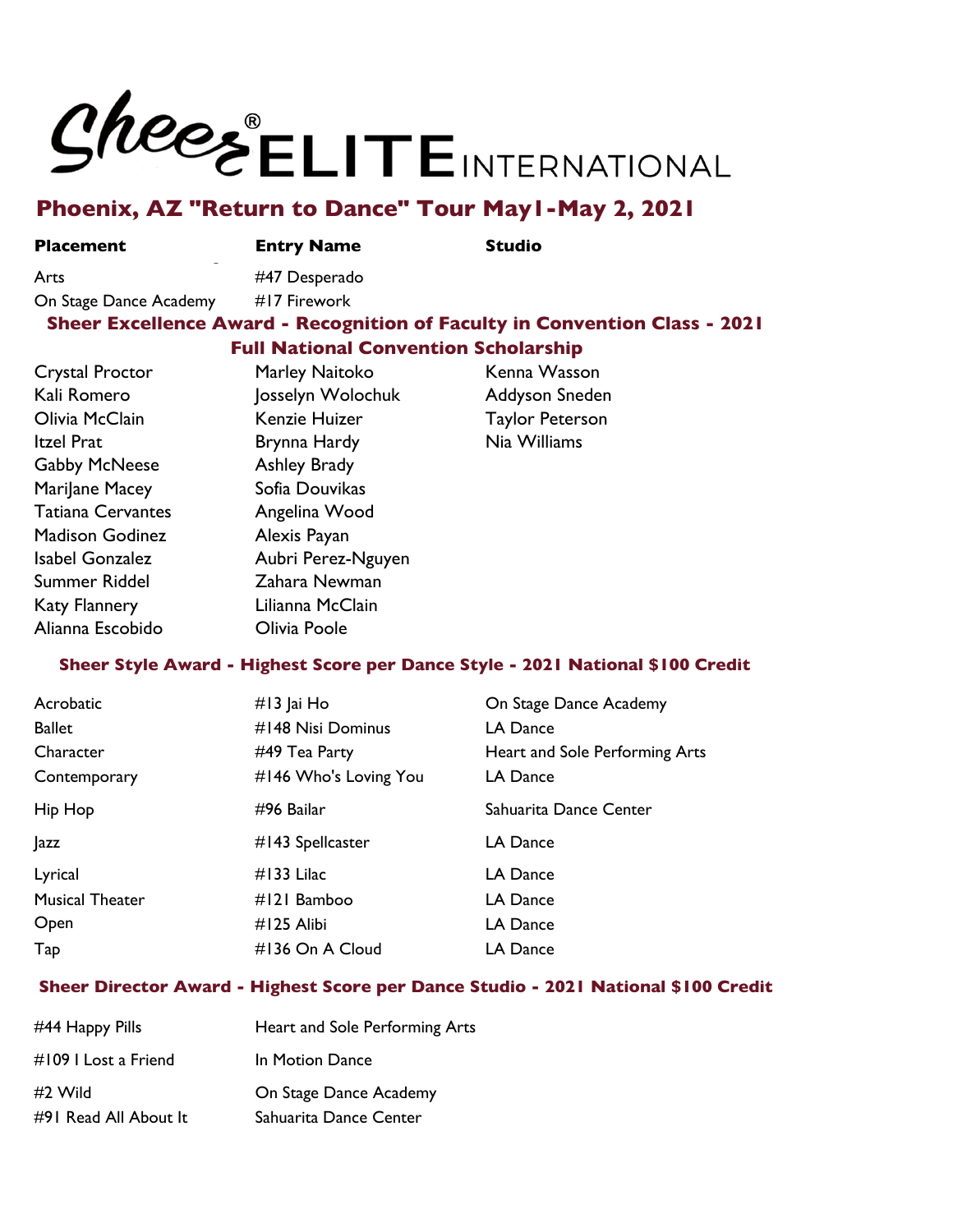# Sheer® ELITE INTERNATIONAL

## Phoenix, AZ "Return to Dance" Tour May1-May 2, 2021

| Placement | Entry Name | Studio |
|---|---|---|
| Arts | #47 Desperado | |
| On Stage Dance Academy | #17 Firework | |

### Sheer Excellence Award - Recognition of Faculty in Convention Class - 2021 Full National Convention Scholarship

| | | |
|---|---|---|
| Crystal Proctor | Marley Naitoko | Kenna Wasson |
| Kali Romero | Josselyn Wolochuk | Addyson Sneden |
| Olivia McClain | Kenzie Huizer | Taylor Peterson |
| Itzel Prat | Brynna Hardy | Nia Williams |
| Gabby McNeese | Ashley Brady | |
| MariJane Macey | Sofia Douvikas | |
| Tatiana Cervantes | Angelina Wood | |
| Madison Godinez | Alexis Payan | |
| Isabel Gonzalez | Aubri Perez-Nguyen | |
| Summer Riddel | Zahara Newman | |
| Katy Flannery | Lilianna McClain | |
| Alianna Escobido | Olivia Poole | |

### Sheer Style Award - Highest Score per Dance Style - 2021 National $100 Credit

| | | |
|---|---|---|
| Acrobatic | #13 Jai Ho | On Stage Dance Academy |
| Ballet | #148 Nisi Dominus | LA Dance |
| Character | #49 Tea Party | Heart and Sole Performing Arts |
| Contemporary | #146 Who's Loving You | LA Dance |
| Hip Hop | #96 Bailar | Sahuarita Dance Center |
| Jazz | #143 Spellcaster | LA Dance |
| Lyrical | #133 Lilac | LA Dance |
| Musical Theater | #121 Bamboo | LA Dance |
| Open | #125 Alibi | LA Dance |
| Tap | #136 On A Cloud | LA Dance |

### Sheer Director Award - Highest Score per Dance Studio - 2021 National $100 Credit

| | |
|---|---|
| #44 Happy Pills | Heart and Sole Performing Arts |
| #109 I Lost a Friend | In Motion Dance |
| #2 Wild | On Stage Dance Academy |
| #91 Read All About It | Sahuarita Dance Center |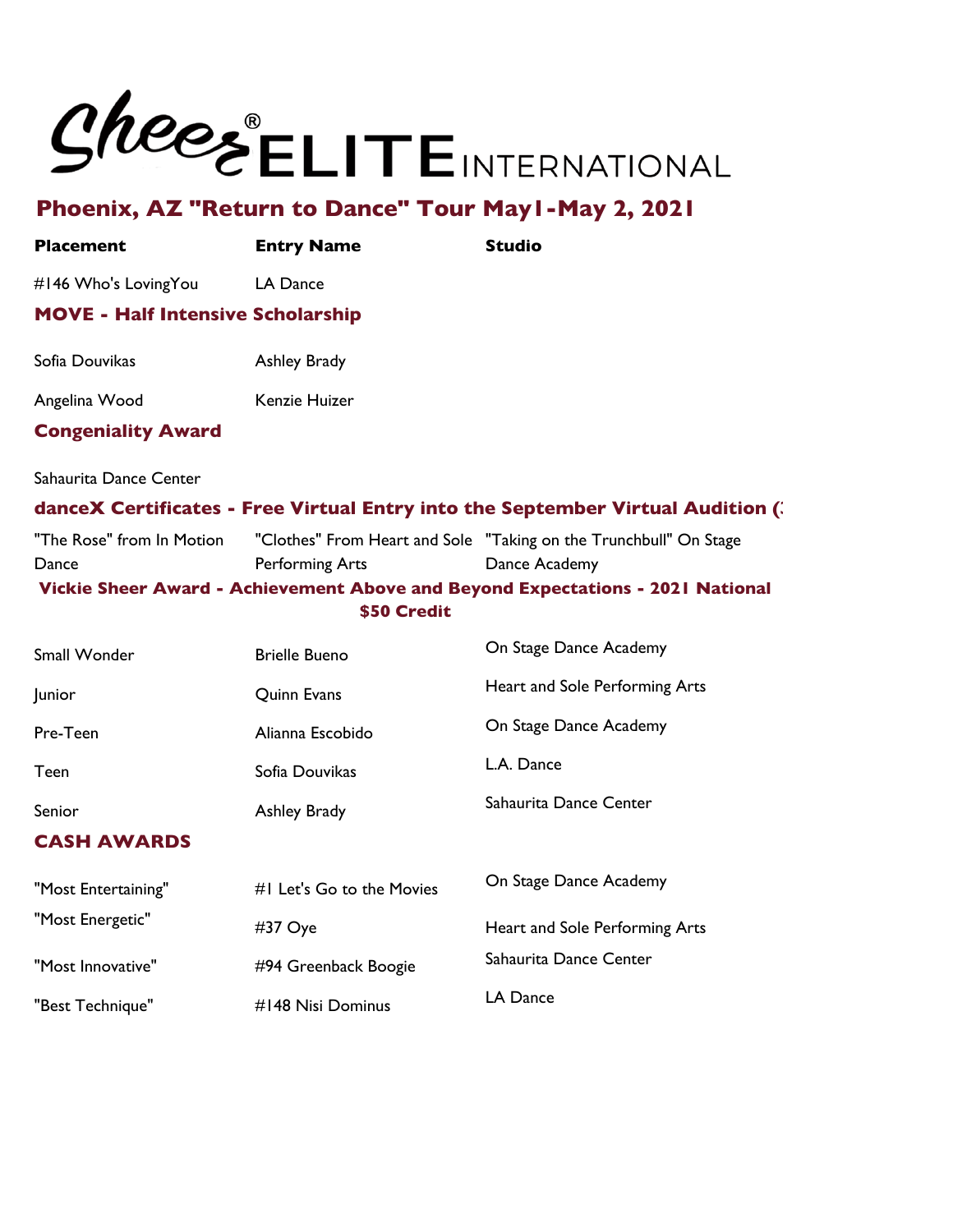# Sheer® ELITE INTERNATIONAL

## Phoenix, AZ "Return to Dance" Tour May1-May 2, 2021

| Placement | Entry Name | Studio |
|---|---|---|
| #146 Who's LovingYou | LA Dance | |

### MOVE - Half Intensive Scholarship

| | |
|---|---|
| Sofia Douvikas | Ashley Brady |
| Angelina Wood | Kenzie Huizer |

### Congeniality Award

Sahaurita Dance Center

### danceX Certificates - Free Virtual Entry into the September Virtual Audition (

| | | |
|---|---|---|
| "The Rose" from In Motion Dance | "Clothes" From Heart and Sole Performing Arts | "Taking on the Trunchbull" On Stage Dance Academy |

### Vickie Sheer Award - Achievement Above and Beyond Expectations - 2021 National $50 Credit

| | | |
|---|---|---|
| Small Wonder | Brielle Bueno | On Stage Dance Academy |
| Junior | Quinn Evans | Heart and Sole Performing Arts |
| Pre-Teen | Alianna Escobido | On Stage Dance Academy |
| Teen | Sofia Douvikas | L.A. Dance |
| Senior | Ashley Brady | Sahaurita Dance Center |

### CASH AWARDS

| | | |
|---|---|---|
| "Most Entertaining" | #1 Let's Go to the Movies | On Stage Dance Academy |
| "Most Energetic" | #37 Oye | Heart and Sole Performing Arts |
| "Most Innovative" | #94 Greenback Boogie | Sahaurita Dance Center |
| "Best Technique" | #148 Nisi Dominus | LA Dance |